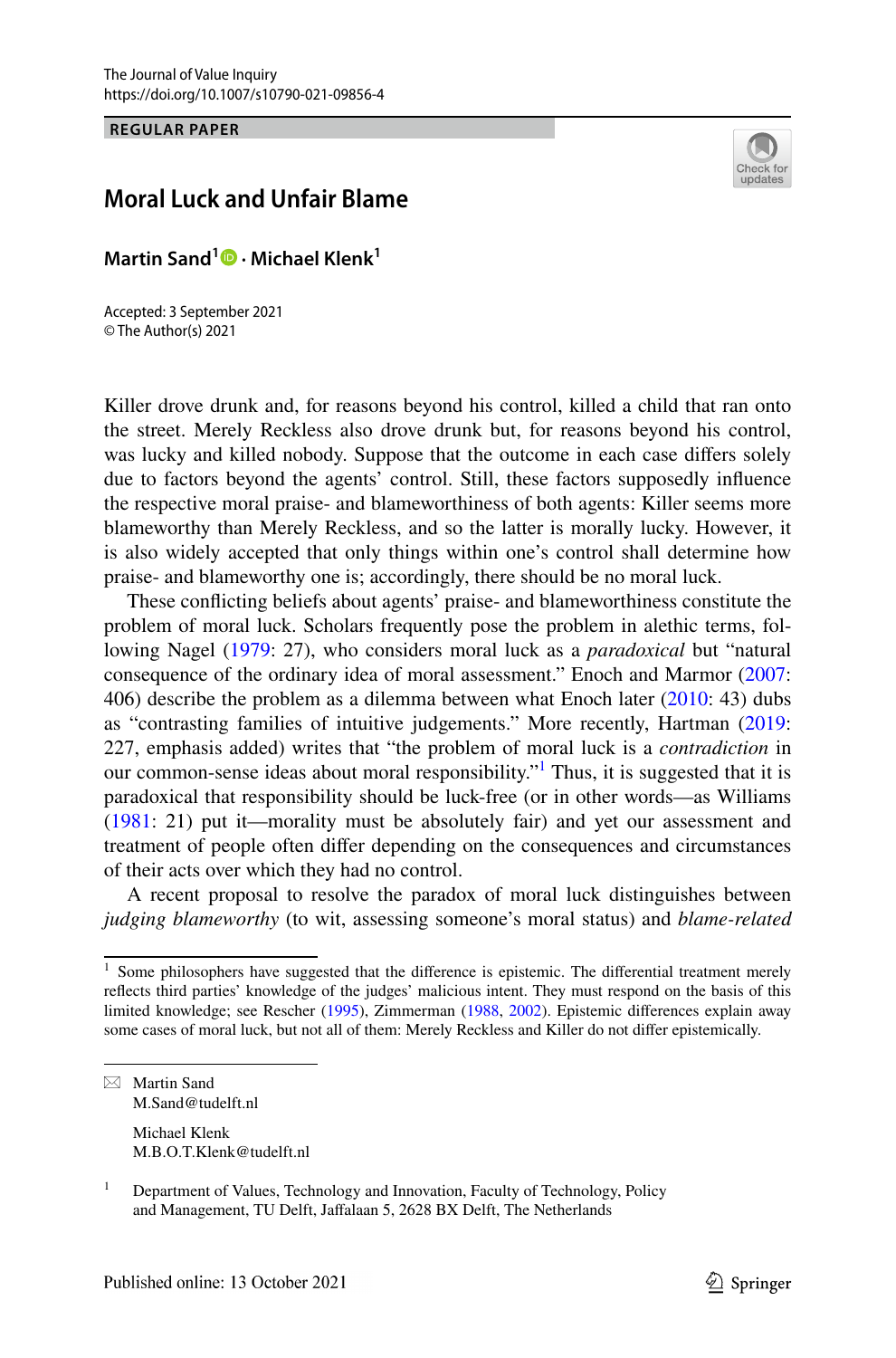REGULAR PAPER

# Moral Luck and Unfair Blame

**Martin Sand[1] · Michael Klenk[1]**

Accepted: 3 September 2021
© The Author(s) 2021

Killer drove drunk and, for reasons beyond his control, killed a child that ran onto the street. Merely Reckless also drove drunk but, for reasons beyond his control, was lucky and killed nobody. Suppose that the outcome in each case differs solely due to factors beyond the agents' control. Still, these factors supposedly influence the respective moral praise- and blameworthiness of both agents: Killer seems more blameworthy than Merely Reckless, and so the latter is morally lucky. However, it is also widely accepted that only things within one's control shall determine how praise- and blameworthy one is; accordingly, there should be no moral luck.

These conflicting beliefs about agents' praise- and blameworthiness constitute the problem of moral luck. Scholars frequently pose the problem in alethic terms, following Nagel (1979: 27), who considers moral luck as a *paradoxical* but "natural consequence of the ordinary idea of moral assessment." Enoch and Marmor (2007: 406) describe the problem as a dilemma between what Enoch later (2010: 43) dubs as "contrasting families of intuitive judgements." More recently, Hartman (2019: 227, emphasis added) writes that "the problem of moral luck is a *contradiction* in our common-sense ideas about moral responsibility."[1] Thus, it is suggested that it is paradoxical that responsibility should be luck-free (or in other words—as Williams (1981: 21) put it—morality must be absolutely fair) and yet our assessment and treatment of people often differ depending on the consequences and circumstances of their acts over which they had no control.

A recent proposal to resolve the paradox of moral luck distinguishes between *judging blameworthy* (to wit, assessing someone's moral status) and *blame-related*

---

[1] Some philosophers have suggested that the difference is epistemic. The differential treatment merely reflects third parties' knowledge of the judges' malicious intent. They must respond on the basis of this limited knowledge; see Rescher (1995), Zimmerman (1988, 2002). Epistemic differences explain away some cases of moral luck, but not all of them: Merely Reckless and Killer do not differ epistemically.

---

✉ Martin Sand
M.Sand@tudelft.nl

Michael Klenk
M.B.O.T.Klenk@tudelft.nl

[1] Department of Values, Technology and Innovation, Faculty of Technology, Policy and Management, TU Delft, Jaffalaan 5, 2628 BX Delft, The Netherlands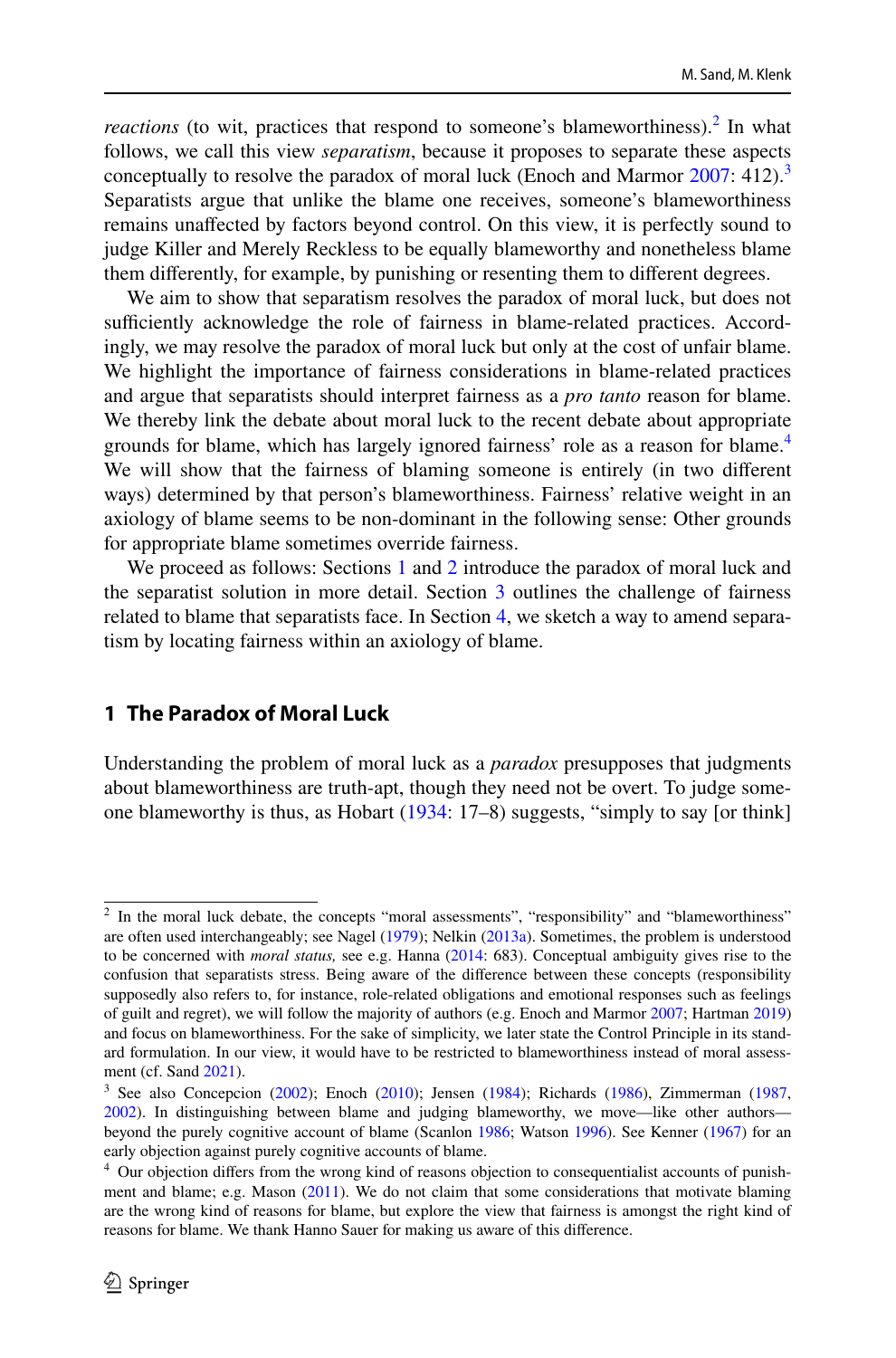*reactions* (to wit, practices that respond to someone's blameworthiness).[2] In what follows, we call this view *separatism*, because it proposes to separate these aspects conceptually to resolve the paradox of moral luck (Enoch and Marmor 2007: 412).[3] Separatists argue that unlike the blame one receives, someone's blameworthiness remains unaffected by factors beyond control. On this view, it is perfectly sound to judge Killer and Merely Reckless to be equally blameworthy and nonetheless blame them differently, for example, by punishing or resenting them to different degrees.

We aim to show that separatism resolves the paradox of moral luck, but does not sufficiently acknowledge the role of fairness in blame-related practices. Accordingly, we may resolve the paradox of moral luck but only at the cost of unfair blame. We highlight the importance of fairness considerations in blame-related practices and argue that separatists should interpret fairness as a *pro tanto* reason for blame. We thereby link the debate about moral luck to the recent debate about appropriate grounds for blame, which has largely ignored fairness' role as a reason for blame.[4] We will show that the fairness of blaming someone is entirely (in two different ways) determined by that person's blameworthiness. Fairness' relative weight in an axiology of blame seems to be non-dominant in the following sense: Other grounds for appropriate blame sometimes override fairness.

We proceed as follows: Sections 1 and 2 introduce the paradox of moral luck and the separatist solution in more detail. Section 3 outlines the challenge of fairness related to blame that separatists face. In Section 4, we sketch a way to amend separatism by locating fairness within an axiology of blame.

## 1 The Paradox of Moral Luck

Understanding the problem of moral luck as a *paradox* presupposes that judgments about blameworthiness are truth-apt, though they need not be overt. To judge someone blameworthy is thus, as Hobart (1934: 17–8) suggests, "simply to say [or think]

---

[2] In the moral luck debate, the concepts "moral assessments", "responsibility" and "blameworthiness" are often used interchangeably; see Nagel (1979); Nelkin (2013a). Sometimes, the problem is understood to be concerned with *moral status,* see e.g. Hanna (2014: 683). Conceptual ambiguity gives rise to the confusion that separatists stress. Being aware of the difference between these concepts (responsibility supposedly also refers to, for instance, role-related obligations and emotional responses such as feelings of guilt and regret), we will follow the majority of authors (e.g. Enoch and Marmor 2007; Hartman 2019) and focus on blameworthiness. For the sake of simplicity, we later state the Control Principle in its standard formulation. In our view, it would have to be restricted to blameworthiness instead of moral assessment (cf. Sand 2021).

[3] See also Concepcion (2002); Enoch (2010); Jensen (1984); Richards (1986), Zimmerman (1987, 2002). In distinguishing between blame and judging blameworthy, we move—like other authors—beyond the purely cognitive account of blame (Scanlon 1986; Watson 1996). See Kenner (1967) for an early objection against purely cognitive accounts of blame.

[4] Our objection differs from the wrong kind of reasons objection to consequentialist accounts of punishment and blame; e.g. Mason (2011). We do not claim that some considerations that motivate blaming are the wrong kind of reasons for blame, but explore the view that fairness is amongst the right kind of reasons for blame. We thank Hanno Sauer for making us aware of this difference.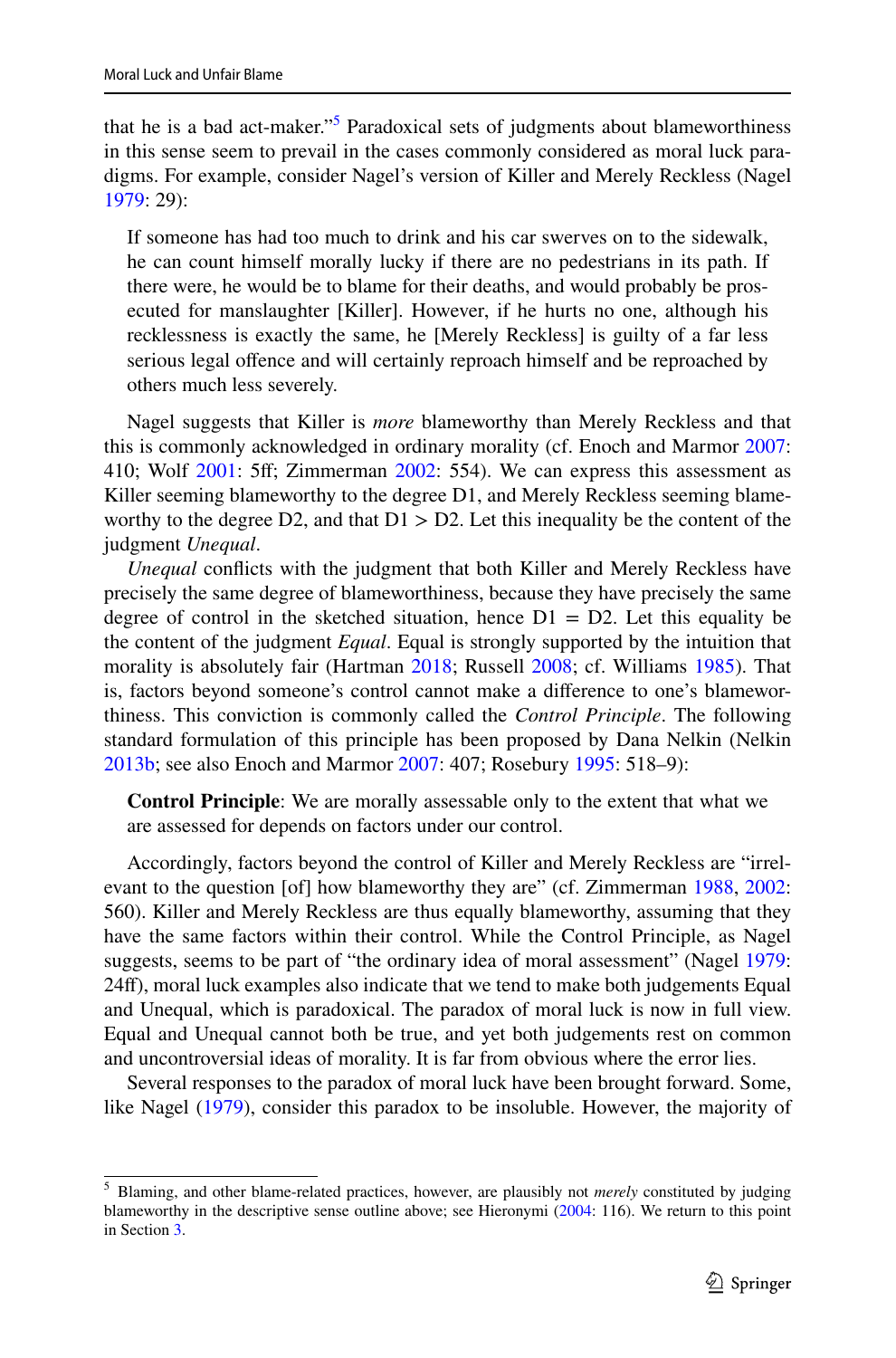that he is a bad act-maker."[5] Paradoxical sets of judgments about blameworthiness in this sense seem to prevail in the cases commonly considered as moral luck paradigms. For example, consider Nagel's version of Killer and Merely Reckless (Nagel 1979: 29):

> If someone has had too much to drink and his car swerves on to the sidewalk, he can count himself morally lucky if there are no pedestrians in its path. If there were, he would be to blame for their deaths, and would probably be prosecuted for manslaughter [Killer]. However, if he hurts no one, although his recklessness is exactly the same, he [Merely Reckless] is guilty of a far less serious legal offence and will certainly reproach himself and be reproached by others much less severely.

Nagel suggests that Killer is *more* blameworthy than Merely Reckless and that this is commonly acknowledged in ordinary morality (cf. Enoch and Marmor 2007: 410; Wolf 2001: 5ff; Zimmerman 2002: 554). We can express this assessment as Killer seeming blameworthy to the degree D1, and Merely Reckless seeming blameworthy to the degree D2, and that D1 > D2. Let this inequality be the content of the judgment *Unequal*.

*Unequal* conflicts with the judgment that both Killer and Merely Reckless have precisely the same degree of blameworthiness, because they have precisely the same degree of control in the sketched situation, hence D1 = D2. Let this equality be the content of the judgment *Equal*. Equal is strongly supported by the intuition that morality is absolutely fair (Hartman 2018; Russell 2008; cf. Williams 1985). That is, factors beyond someone's control cannot make a difference to one's blameworthiness. This conviction is commonly called the *Control Principle*. The following standard formulation of this principle has been proposed by Dana Nelkin (Nelkin 2013b; see also Enoch and Marmor 2007: 407; Rosebury 1995: 518–9):

> **Control Principle**: We are morally assessable only to the extent that what we are assessed for depends on factors under our control.

Accordingly, factors beyond the control of Killer and Merely Reckless are "irrelevant to the question [of] how blameworthy they are" (cf. Zimmerman 1988, 2002: 560). Killer and Merely Reckless are thus equally blameworthy, assuming that they have the same factors within their control. While the Control Principle, as Nagel suggests, seems to be part of "the ordinary idea of moral assessment" (Nagel 1979: 24ff), moral luck examples also indicate that we tend to make both judgements Equal and Unequal, which is paradoxical. The paradox of moral luck is now in full view. Equal and Unequal cannot both be true, and yet both judgements rest on common and uncontroversial ideas of morality. It is far from obvious where the error lies.

Several responses to the paradox of moral luck have been brought forward. Some, like Nagel (1979), consider this paradox to be insoluble. However, the majority of

[5] Blaming, and other blame-related practices, however, are plausibly not *merely* constituted by judging blameworthy in the descriptive sense outline above; see Hieronymi (2004: 116). We return to this point in Section 3.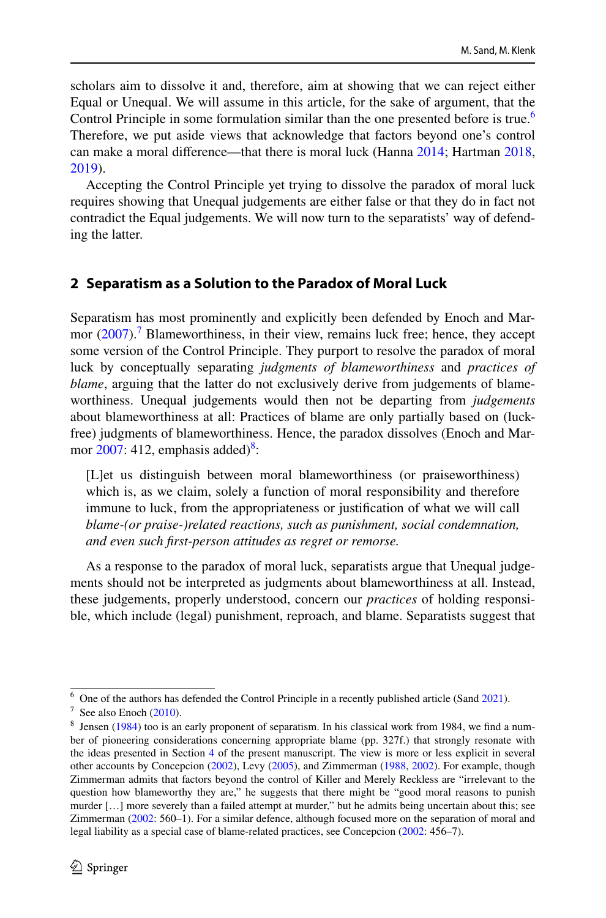scholars aim to dissolve it and, therefore, aim at showing that we can reject either Equal or Unequal. We will assume in this article, for the sake of argument, that the Control Principle in some formulation similar than the one presented before is true.[6] Therefore, we put aside views that acknowledge that factors beyond one's control can make a moral difference—that there is moral luck (Hanna 2014; Hartman 2018, 2019).

Accepting the Control Principle yet trying to dissolve the paradox of moral luck requires showing that Unequal judgements are either false or that they do in fact not contradict the Equal judgements. We will now turn to the separatists' way of defending the latter.

## 2 Separatism as a Solution to the Paradox of Moral Luck

Separatism has most prominently and explicitly been defended by Enoch and Marmor (2007).[7] Blameworthiness, in their view, remains luck free; hence, they accept some version of the Control Principle. They purport to resolve the paradox of moral luck by conceptually separating *judgments of blameworthiness* and *practices of blame*, arguing that the latter do not exclusively derive from judgements of blameworthiness. Unequal judgements would then not be departing from *judgements* about blameworthiness at all: Practices of blame are only partially based on (luck-free) judgments of blameworthiness. Hence, the paradox dissolves (Enoch and Marmor 2007: 412, emphasis added)[8]:

> [L]et us distinguish between moral blameworthiness (or praiseworthiness) which is, as we claim, solely a function of moral responsibility and therefore immune to luck, from the appropriateness or justification of what we will call *blame-(or praise-)related reactions, such as punishment, social condemnation, and even such first-person attitudes as regret or remorse.*

As a response to the paradox of moral luck, separatists argue that Unequal judgements should not be interpreted as judgments about blameworthiness at all. Instead, these judgements, properly understood, concern our *practices* of holding responsible, which include (legal) punishment, reproach, and blame. Separatists suggest that

---

[6] One of the authors has defended the Control Principle in a recently published article (Sand 2021).

[7] See also Enoch (2010).

[8] Jensen (1984) too is an early proponent of separatism. In his classical work from 1984, we find a number of pioneering considerations concerning appropriate blame (pp. 327f.) that strongly resonate with the ideas presented in Section 4 of the present manuscript. The view is more or less explicit in several other accounts by Concepcion (2002), Levy (2005), and Zimmerman (1988, 2002). For example, though Zimmerman admits that factors beyond the control of Killer and Merely Reckless are "irrelevant to the question how blameworthy they are," he suggests that there might be "good moral reasons to punish murder […] more severely than a failed attempt at murder," but he admits being uncertain about this; see Zimmerman (2002: 560–1). For a similar defence, although focused more on the separation of moral and legal liability as a special case of blame-related practices, see Concepcion (2002: 456–7).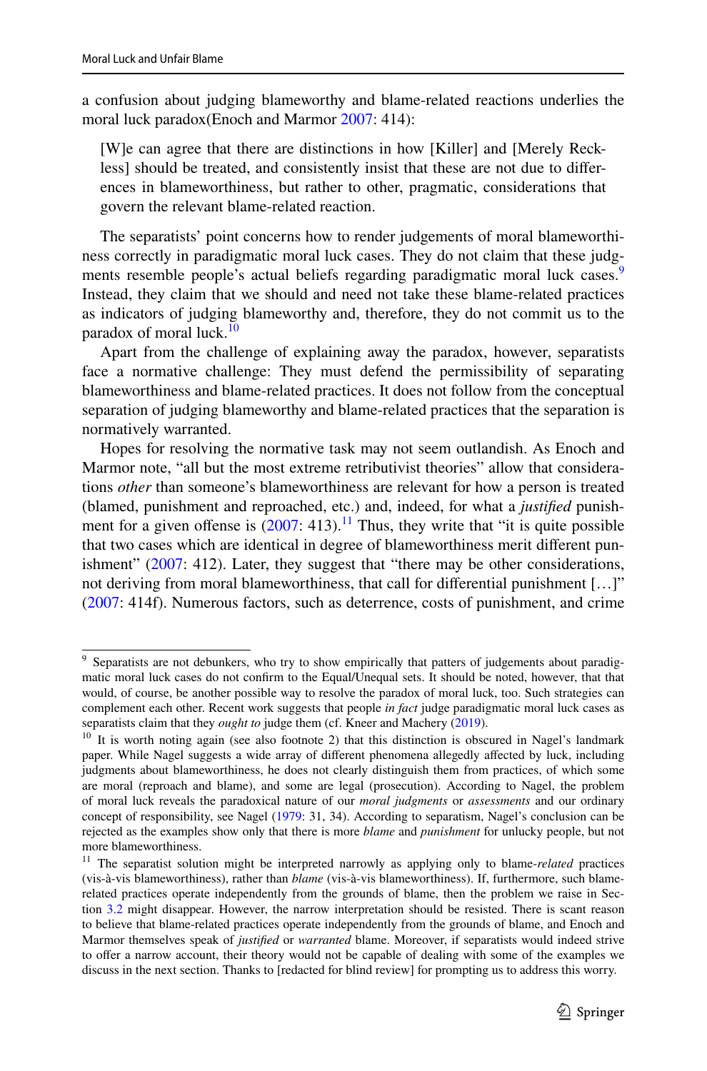a confusion about judging blameworthy and blame-related reactions underlies the moral luck paradox(Enoch and Marmor 2007: 414):

> [W]e can agree that there are distinctions in how [Killer] and [Merely Reckless] should be treated, and consistently insist that these are not due to differences in blameworthiness, but rather to other, pragmatic, considerations that govern the relevant blame-related reaction.

The separatists' point concerns how to render judgements of moral blameworthiness correctly in paradigmatic moral luck cases. They do not claim that these judgments resemble people's actual beliefs regarding paradigmatic moral luck cases.[9] Instead, they claim that we should and need not take these blame-related practices as indicators of judging blameworthy and, therefore, they do not commit us to the paradox of moral luck.[10]

Apart from the challenge of explaining away the paradox, however, separatists face a normative challenge: They must defend the permissibility of separating blameworthiness and blame-related practices. It does not follow from the conceptual separation of judging blameworthy and blame-related practices that the separation is normatively warranted.

Hopes for resolving the normative task may not seem outlandish. As Enoch and Marmor note, "all but the most extreme retributivist theories" allow that considerations *other* than someone's blameworthiness are relevant for how a person is treated (blamed, punishment and reproached, etc.) and, indeed, for what a *justified* punishment for a given offense is (2007: 413).[11] Thus, they write that "it is quite possible that two cases which are identical in degree of blameworthiness merit different punishment" (2007: 412). Later, they suggest that "there may be other considerations, not deriving from moral blameworthiness, that call for differential punishment […]" (2007: 414f). Numerous factors, such as deterrence, costs of punishment, and crime

---

[9] Separatists are not debunkers, who try to show empirically that patters of judgements about paradigmatic moral luck cases do not confirm to the Equal/Unequal sets. It should be noted, however, that that would, of course, be another possible way to resolve the paradox of moral luck, too. Such strategies can complement each other. Recent work suggests that people *in fact* judge paradigmatic moral luck cases as separatists claim that they *ought to* judge them (cf. Kneer and Machery (2019).

[10] It is worth noting again (see also footnote 2) that this distinction is obscured in Nagel's landmark paper. While Nagel suggests a wide array of different phenomena allegedly affected by luck, including judgments about blameworthiness, he does not clearly distinguish them from practices, of which some are moral (reproach and blame), and some are legal (prosecution). According to Nagel, the problem of moral luck reveals the paradoxical nature of our *moral judgments* or *assessments* and our ordinary concept of responsibility, see Nagel (1979: 31, 34). According to separatism, Nagel's conclusion can be rejected as the examples show only that there is more *blame* and *punishment* for unlucky people, but not more blameworthiness.

[11] The separatist solution might be interpreted narrowly as applying only to blame-*related* practices (vis-à-vis blameworthiness), rather than *blame* (vis-à-vis blameworthiness). If, furthermore, such blame-related practices operate independently from the grounds of blame, then the problem we raise in Section 3.2 might disappear. However, the narrow interpretation should be resisted. There is scant reason to believe that blame-related practices operate independently from the grounds of blame, and Enoch and Marmor themselves speak of *justified* or *warranted* blame. Moreover, if separatists would indeed strive to offer a narrow account, their theory would not be capable of dealing with some of the examples we discuss in the next section. Thanks to [redacted for blind review] for prompting us to address this worry.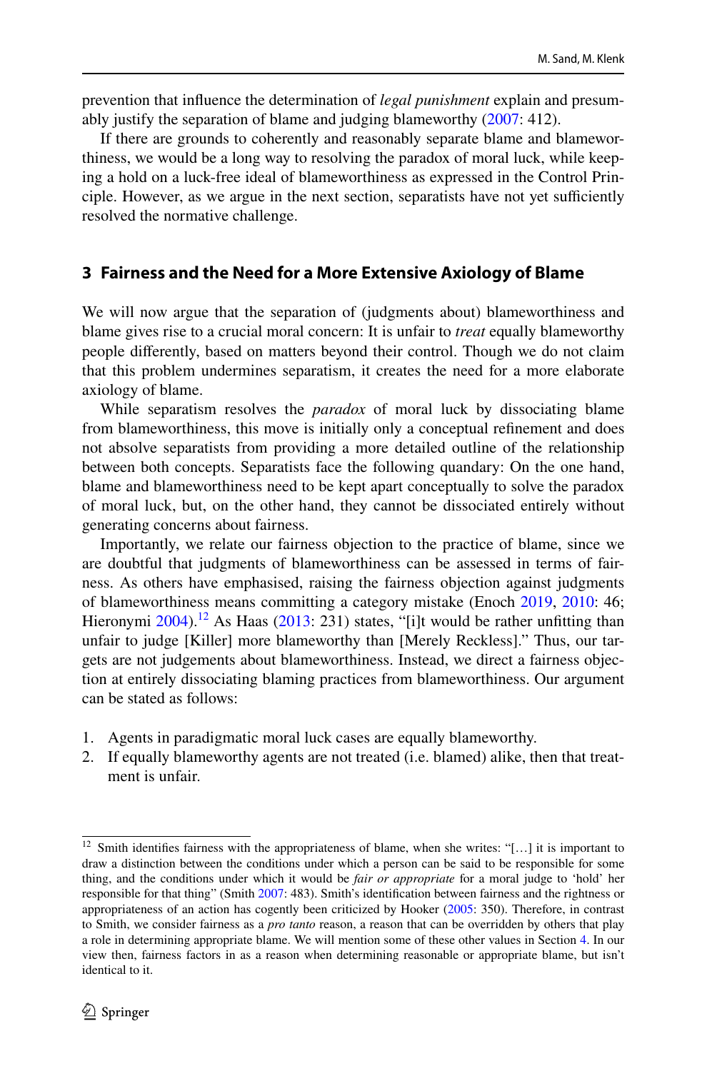prevention that influence the determination of *legal punishment* explain and presumably justify the separation of blame and judging blameworthy (2007: 412).

If there are grounds to coherently and reasonably separate blame and blameworthiness, we would be a long way to resolving the paradox of moral luck, while keeping a hold on a luck-free ideal of blameworthiness as expressed in the Control Principle. However, as we argue in the next section, separatists have not yet sufficiently resolved the normative challenge.

## 3 Fairness and the Need for a More Extensive Axiology of Blame

We will now argue that the separation of (judgments about) blameworthiness and blame gives rise to a crucial moral concern: It is unfair to *treat* equally blameworthy people differently, based on matters beyond their control. Though we do not claim that this problem undermines separatism, it creates the need for a more elaborate axiology of blame.

While separatism resolves the *paradox* of moral luck by dissociating blame from blameworthiness, this move is initially only a conceptual refinement and does not absolve separatists from providing a more detailed outline of the relationship between both concepts. Separatists face the following quandary: On the one hand, blame and blameworthiness need to be kept apart conceptually to solve the paradox of moral luck, but, on the other hand, they cannot be dissociated entirely without generating concerns about fairness.

Importantly, we relate our fairness objection to the practice of blame, since we are doubtful that judgments of blameworthiness can be assessed in terms of fairness. As others have emphasised, raising the fairness objection against judgments of blameworthiness means committing a category mistake (Enoch 2019, 2010: 46; Hieronymi 2004).[12] As Haas (2013: 231) states, "[i]t would be rather unfitting than unfair to judge [Killer] more blameworthy than [Merely Reckless]." Thus, our targets are not judgements about blameworthiness. Instead, we direct a fairness objection at entirely dissociating blaming practices from blameworthiness. Our argument can be stated as follows:

1. Agents in paradigmatic moral luck cases are equally blameworthy.
2. If equally blameworthy agents are not treated (i.e. blamed) alike, then that treatment is unfair.

[12] Smith identifies fairness with the appropriateness of blame, when she writes: "[…] it is important to draw a distinction between the conditions under which a person can be said to be responsible for some thing, and the conditions under which it would be *fair or appropriate* for a moral judge to 'hold' her responsible for that thing" (Smith 2007: 483). Smith's identification between fairness and the rightness or appropriateness of an action has cogently been criticized by Hooker (2005: 350). Therefore, in contrast to Smith, we consider fairness as a *pro tanto* reason, a reason that can be overridden by others that play a role in determining appropriate blame. We will mention some of these other values in Section 4. In our view then, fairness factors in as a reason when determining reasonable or appropriate blame, but isn't identical to it.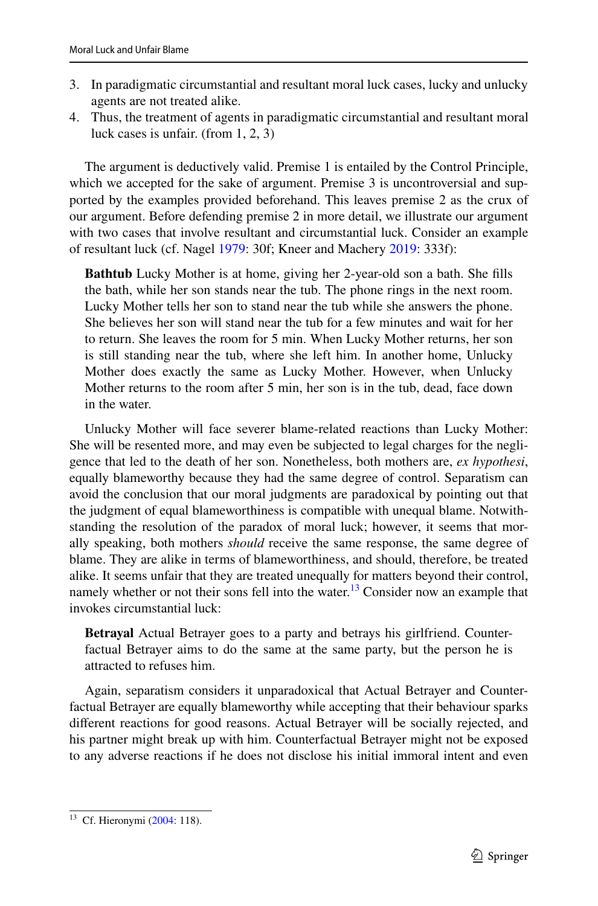3. In paradigmatic circumstantial and resultant moral luck cases, lucky and unlucky agents are not treated alike.
4. Thus, the treatment of agents in paradigmatic circumstantial and resultant moral luck cases is unfair. (from 1, 2, 3)

The argument is deductively valid. Premise 1 is entailed by the Control Principle, which we accepted for the sake of argument. Premise 3 is uncontroversial and supported by the examples provided beforehand. This leaves premise 2 as the crux of our argument. Before defending premise 2 in more detail, we illustrate our argument with two cases that involve resultant and circumstantial luck. Consider an example of resultant luck (cf. Nagel 1979: 30f; Kneer and Machery 2019: 333f):

> **Bathtub** Lucky Mother is at home, giving her 2-year-old son a bath. She fills the bath, while her son stands near the tub. The phone rings in the next room. Lucky Mother tells her son to stand near the tub while she answers the phone. She believes her son will stand near the tub for a few minutes and wait for her to return. She leaves the room for 5 min. When Lucky Mother returns, her son is still standing near the tub, where she left him. In another home, Unlucky Mother does exactly the same as Lucky Mother. However, when Unlucky Mother returns to the room after 5 min, her son is in the tub, dead, face down in the water.

Unlucky Mother will face severer blame-related reactions than Lucky Mother: She will be resented more, and may even be subjected to legal charges for the negligence that led to the death of her son. Nonetheless, both mothers are, *ex hypothesi*, equally blameworthy because they had the same degree of control. Separatism can avoid the conclusion that our moral judgments are paradoxical by pointing out that the judgment of equal blameworthiness is compatible with unequal blame. Notwithstanding the resolution of the paradox of moral luck; however, it seems that morally speaking, both mothers *should* receive the same response, the same degree of blame. They are alike in terms of blameworthiness, and should, therefore, be treated alike. It seems unfair that they are treated unequally for matters beyond their control, namely whether or not their sons fell into the water.[13] Consider now an example that invokes circumstantial luck:

> **Betrayal** Actual Betrayer goes to a party and betrays his girlfriend. Counterfactual Betrayer aims to do the same at the same party, but the person he is attracted to refuses him.

Again, separatism considers it unparadoxical that Actual Betrayer and Counterfactual Betrayer are equally blameworthy while accepting that their behaviour sparks different reactions for good reasons. Actual Betrayer will be socially rejected, and his partner might break up with him. Counterfactual Betrayer might not be exposed to any adverse reactions if he does not disclose his initial immoral intent and even

[13] Cf. Hieronymi (2004: 118).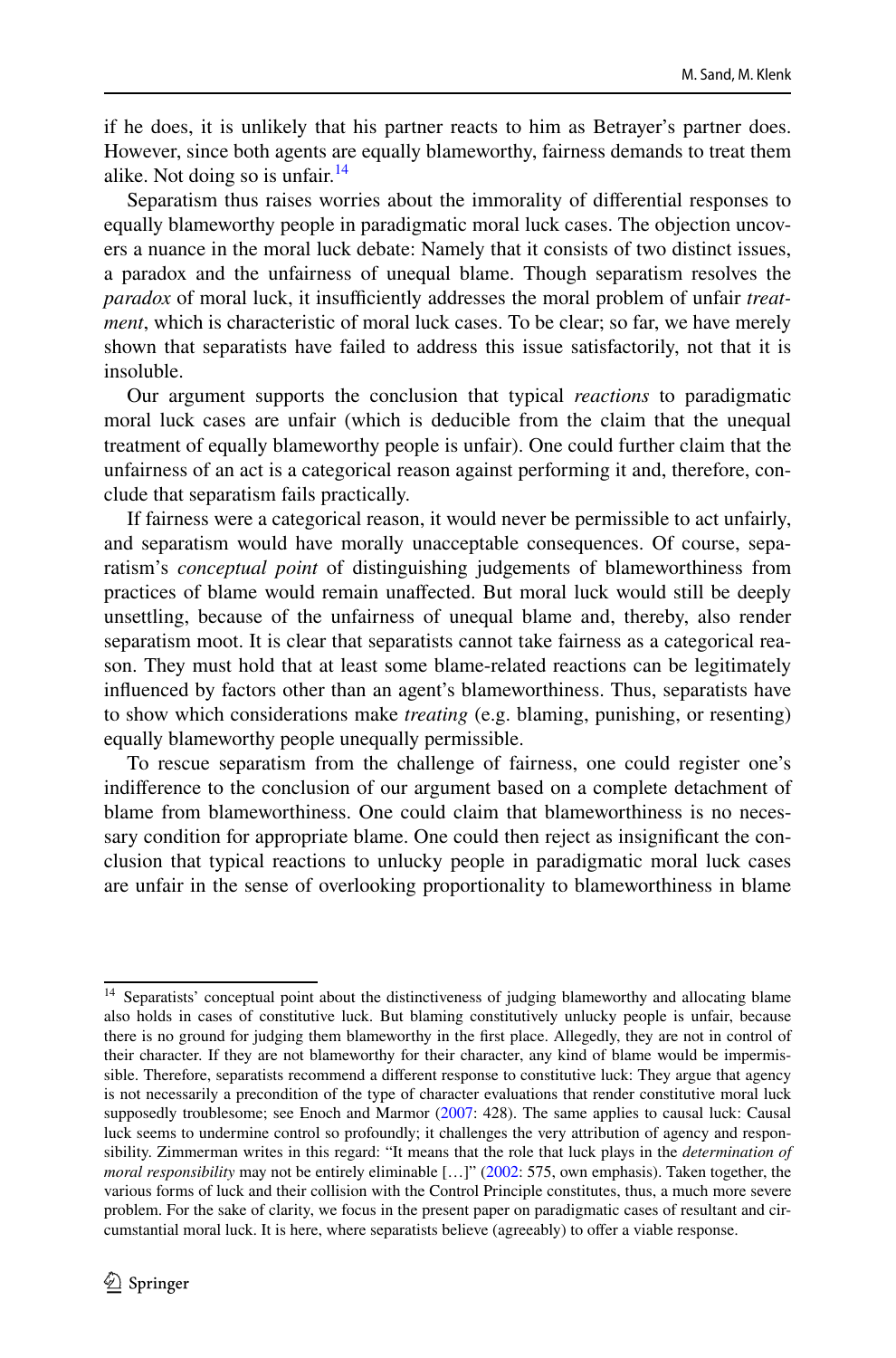if he does, it is unlikely that his partner reacts to him as Betrayer's partner does. However, since both agents are equally blameworthy, fairness demands to treat them alike. Not doing so is unfair.[14]

Separatism thus raises worries about the immorality of differential responses to equally blameworthy people in paradigmatic moral luck cases. The objection uncovers a nuance in the moral luck debate: Namely that it consists of two distinct issues, a paradox and the unfairness of unequal blame. Though separatism resolves the *paradox* of moral luck, it insufficiently addresses the moral problem of unfair *treatment*, which is characteristic of moral luck cases. To be clear; so far, we have merely shown that separatists have failed to address this issue satisfactorily, not that it is insoluble.

Our argument supports the conclusion that typical *reactions* to paradigmatic moral luck cases are unfair (which is deducible from the claim that the unequal treatment of equally blameworthy people is unfair). One could further claim that the unfairness of an act is a categorical reason against performing it and, therefore, conclude that separatism fails practically.

If fairness were a categorical reason, it would never be permissible to act unfairly, and separatism would have morally unacceptable consequences. Of course, separatism's *conceptual point* of distinguishing judgements of blameworthiness from practices of blame would remain unaffected. But moral luck would still be deeply unsettling, because of the unfairness of unequal blame and, thereby, also render separatism moot. It is clear that separatists cannot take fairness as a categorical reason. They must hold that at least some blame-related reactions can be legitimately influenced by factors other than an agent's blameworthiness. Thus, separatists have to show which considerations make *treating* (e.g. blaming, punishing, or resenting) equally blameworthy people unequally permissible.

To rescue separatism from the challenge of fairness, one could register one's indifference to the conclusion of our argument based on a complete detachment of blame from blameworthiness. One could claim that blameworthiness is no necessary condition for appropriate blame. One could then reject as insignificant the conclusion that typical reactions to unlucky people in paradigmatic moral luck cases are unfair in the sense of overlooking proportionality to blameworthiness in blame

---

[14] Separatists' conceptual point about the distinctiveness of judging blameworthy and allocating blame also holds in cases of constitutive luck. But blaming constitutively unlucky people is unfair, because there is no ground for judging them blameworthy in the first place. Allegedly, they are not in control of their character. If they are not blameworthy for their character, any kind of blame would be impermissible. Therefore, separatists recommend a different response to constitutive luck: They argue that agency is not necessarily a precondition of the type of character evaluations that render constitutive moral luck supposedly troublesome; see Enoch and Marmor (2007: 428). The same applies to causal luck: Causal luck seems to undermine control so profoundly; it challenges the very attribution of agency and responsibility. Zimmerman writes in this regard: "It means that the role that luck plays in the *determination of moral responsibility* may not be entirely eliminable […]" (2002: 575, own emphasis). Taken together, the various forms of luck and their collision with the Control Principle constitutes, thus, a much more severe problem. For the sake of clarity, we focus in the present paper on paradigmatic cases of resultant and circumstantial moral luck. It is here, where separatists believe (agreeably) to offer a viable response.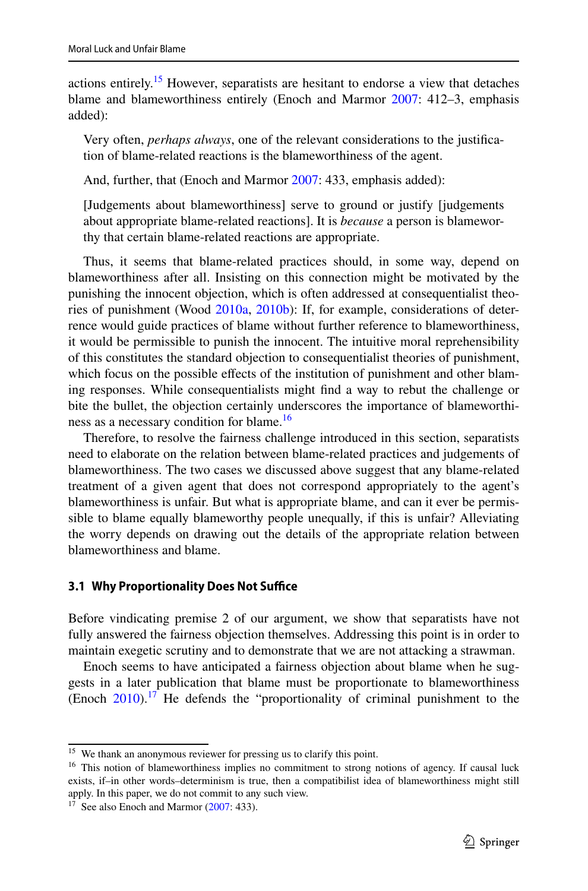actions entirely.[15] However, separatists are hesitant to endorse a view that detaches blame and blameworthiness entirely (Enoch and Marmor 2007: 412–3, emphasis added):

> Very often, *perhaps always*, one of the relevant considerations to the justification of blame-related reactions is the blameworthiness of the agent.

And, further, that (Enoch and Marmor 2007: 433, emphasis added):

> [Judgements about blameworthiness] serve to ground or justify [judgements about appropriate blame-related reactions]. It is *because* a person is blameworthy that certain blame-related reactions are appropriate.

Thus, it seems that blame-related practices should, in some way, depend on blameworthiness after all. Insisting on this connection might be motivated by the punishing the innocent objection, which is often addressed at consequentialist theories of punishment (Wood 2010a, 2010b): If, for example, considerations of deterrence would guide practices of blame without further reference to blameworthiness, it would be permissible to punish the innocent. The intuitive moral reprehensibility of this constitutes the standard objection to consequentialist theories of punishment, which focus on the possible effects of the institution of punishment and other blaming responses. While consequentialists might find a way to rebut the challenge or bite the bullet, the objection certainly underscores the importance of blameworthiness as a necessary condition for blame.[16]

Therefore, to resolve the fairness challenge introduced in this section, separatists need to elaborate on the relation between blame-related practices and judgements of blameworthiness. The two cases we discussed above suggest that any blame-related treatment of a given agent that does not correspond appropriately to the agent's blameworthiness is unfair. But what is appropriate blame, and can it ever be permissible to blame equally blameworthy people unequally, if this is unfair? Alleviating the worry depends on drawing out the details of the appropriate relation between blameworthiness and blame.

### 3.1 Why Proportionality Does Not Suffice

Before vindicating premise 2 of our argument, we show that separatists have not fully answered the fairness objection themselves. Addressing this point is in order to maintain exegetic scrutiny and to demonstrate that we are not attacking a strawman.

Enoch seems to have anticipated a fairness objection about blame when he suggests in a later publication that blame must be proportionate to blameworthiness (Enoch 2010).[17] He defends the "proportionality of criminal punishment to the

---

[15] We thank an anonymous reviewer for pressing us to clarify this point.

[16] This notion of blameworthiness implies no commitment to strong notions of agency. If causal luck exists, if–in other words–determinism is true, then a compatibilist idea of blameworthiness might still apply. In this paper, we do not commit to any such view.

[17] See also Enoch and Marmor (2007: 433).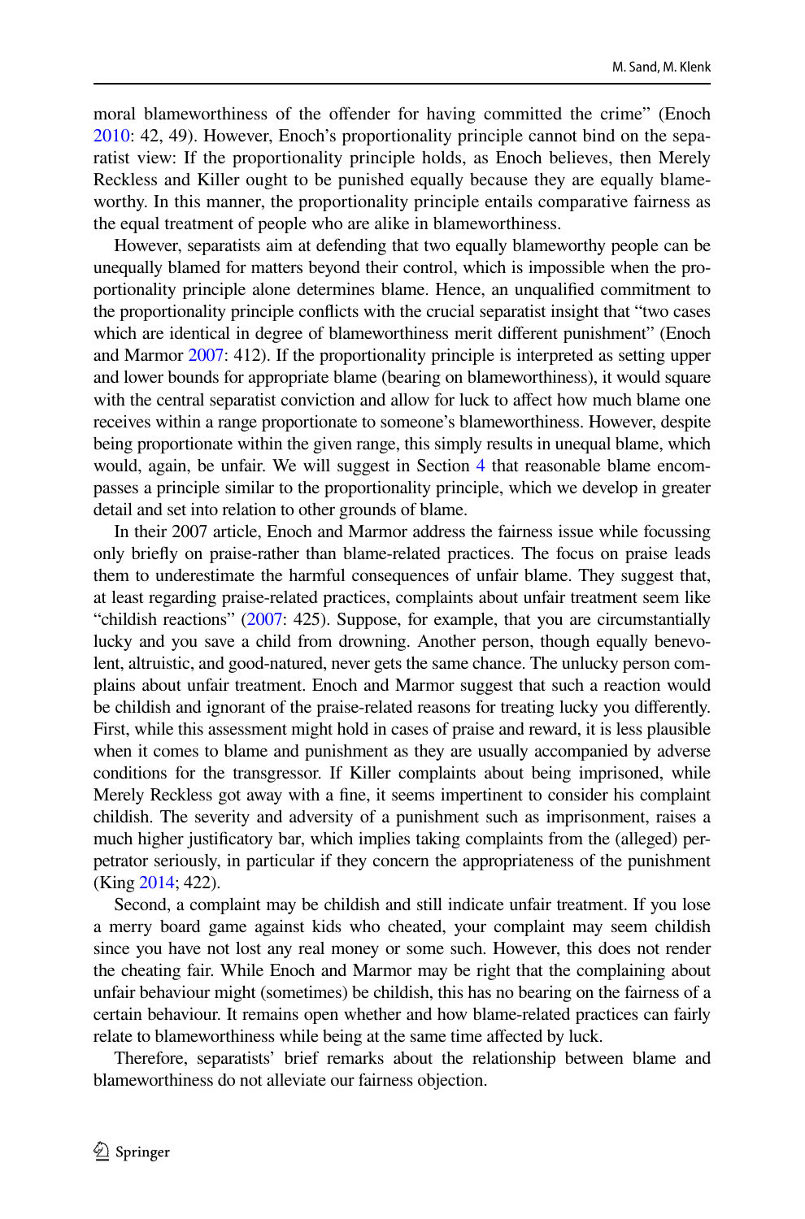moral blameworthiness of the offender for having committed the crime" (Enoch 2010: 42, 49). However, Enoch's proportionality principle cannot bind on the separatist view: If the proportionality principle holds, as Enoch believes, then Merely Reckless and Killer ought to be punished equally because they are equally blameworthy. In this manner, the proportionality principle entails comparative fairness as the equal treatment of people who are alike in blameworthiness.

However, separatists aim at defending that two equally blameworthy people can be unequally blamed for matters beyond their control, which is impossible when the proportionality principle alone determines blame. Hence, an unqualified commitment to the proportionality principle conflicts with the crucial separatist insight that "two cases which are identical in degree of blameworthiness merit different punishment" (Enoch and Marmor 2007: 412). If the proportionality principle is interpreted as setting upper and lower bounds for appropriate blame (bearing on blameworthiness), it would square with the central separatist conviction and allow for luck to affect how much blame one receives within a range proportionate to someone's blameworthiness. However, despite being proportionate within the given range, this simply results in unequal blame, which would, again, be unfair. We will suggest in Section 4 that reasonable blame encompasses a principle similar to the proportionality principle, which we develop in greater detail and set into relation to other grounds of blame.

In their 2007 article, Enoch and Marmor address the fairness issue while focussing only briefly on praise-rather than blame-related practices. The focus on praise leads them to underestimate the harmful consequences of unfair blame. They suggest that, at least regarding praise-related practices, complaints about unfair treatment seem like "childish reactions" (2007: 425). Suppose, for example, that you are circumstantially lucky and you save a child from drowning. Another person, though equally benevolent, altruistic, and good-natured, never gets the same chance. The unlucky person complains about unfair treatment. Enoch and Marmor suggest that such a reaction would be childish and ignorant of the praise-related reasons for treating lucky you differently. First, while this assessment might hold in cases of praise and reward, it is less plausible when it comes to blame and punishment as they are usually accompanied by adverse conditions for the transgressor. If Killer complaints about being imprisoned, while Merely Reckless got away with a fine, it seems impertinent to consider his complaint childish. The severity and adversity of a punishment such as imprisonment, raises a much higher justificatory bar, which implies taking complaints from the (alleged) perpetrator seriously, in particular if they concern the appropriateness of the punishment (King 2014; 422).

Second, a complaint may be childish and still indicate unfair treatment. If you lose a merry board game against kids who cheated, your complaint may seem childish since you have not lost any real money or some such. However, this does not render the cheating fair. While Enoch and Marmor may be right that the complaining about unfair behaviour might (sometimes) be childish, this has no bearing on the fairness of a certain behaviour. It remains open whether and how blame-related practices can fairly relate to blameworthiness while being at the same time affected by luck.

Therefore, separatists' brief remarks about the relationship between blame and blameworthiness do not alleviate our fairness objection.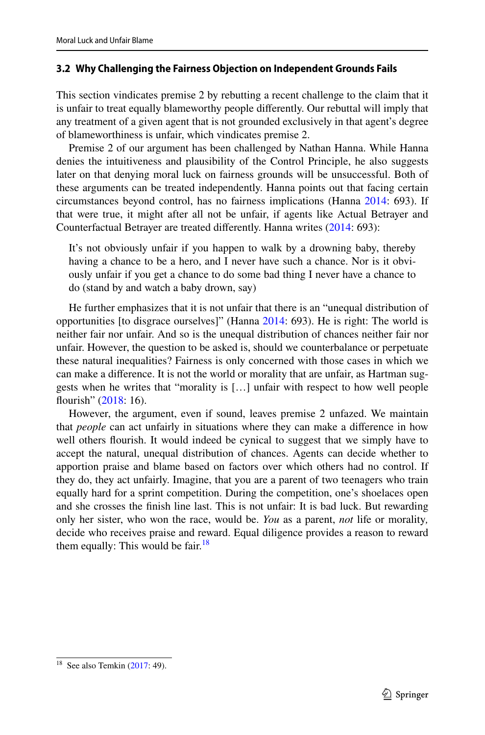### 3.2 Why Challenging the Fairness Objection on Independent Grounds Fails

This section vindicates premise 2 by rebutting a recent challenge to the claim that it is unfair to treat equally blameworthy people differently. Our rebuttal will imply that any treatment of a given agent that is not grounded exclusively in that agent's degree of blameworthiness is unfair, which vindicates premise 2.

Premise 2 of our argument has been challenged by Nathan Hanna. While Hanna denies the intuitiveness and plausibility of the Control Principle, he also suggests later on that denying moral luck on fairness grounds will be unsuccessful. Both of these arguments can be treated independently. Hanna points out that facing certain circumstances beyond control, has no fairness implications (Hanna 2014: 693). If that were true, it might after all not be unfair, if agents like Actual Betrayer and Counterfactual Betrayer are treated differently. Hanna writes (2014: 693):

> It's not obviously unfair if you happen to walk by a drowning baby, thereby having a chance to be a hero, and I never have such a chance. Nor is it obviously unfair if you get a chance to do some bad thing I never have a chance to do (stand by and watch a baby drown, say)

He further emphasizes that it is not unfair that there is an "unequal distribution of opportunities [to disgrace ourselves]" (Hanna 2014: 693). He is right: The world is neither fair nor unfair. And so is the unequal distribution of chances neither fair nor unfair. However, the question to be asked is, should we counterbalance or perpetuate these natural inequalities? Fairness is only concerned with those cases in which we can make a difference. It is not the world or morality that are unfair, as Hartman suggests when he writes that "morality is […] unfair with respect to how well people flourish" (2018: 16).

However, the argument, even if sound, leaves premise 2 unfazed. We maintain that *people* can act unfairly in situations where they can make a difference in how well others flourish. It would indeed be cynical to suggest that we simply have to accept the natural, unequal distribution of chances. Agents can decide whether to apportion praise and blame based on factors over which others had no control. If they do, they act unfairly. Imagine, that you are a parent of two teenagers who train equally hard for a sprint competition. During the competition, one's shoelaces open and she crosses the finish line last. This is not unfair: It is bad luck. But rewarding only her sister, who won the race, would be. *You* as a parent, *not* life or morality, decide who receives praise and reward. Equal diligence provides a reason to reward them equally: This would be fair.[18]

---

[18] See also Temkin (2017: 49).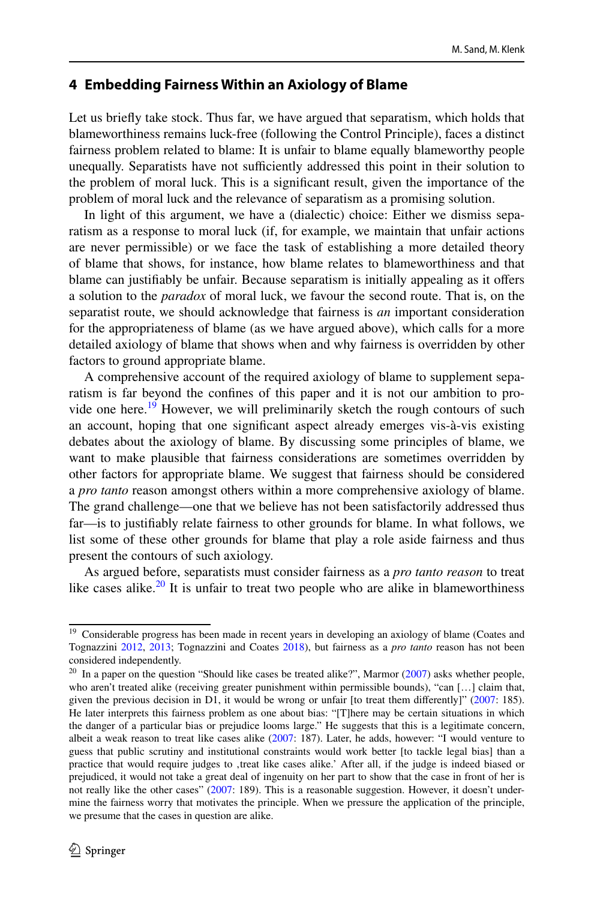## 4 Embedding Fairness Within an Axiology of Blame

Let us briefly take stock. Thus far, we have argued that separatism, which holds that blameworthiness remains luck-free (following the Control Principle), faces a distinct fairness problem related to blame: It is unfair to blame equally blameworthy people unequally. Separatists have not sufficiently addressed this point in their solution to the problem of moral luck. This is a significant result, given the importance of the problem of moral luck and the relevance of separatism as a promising solution.

In light of this argument, we have a (dialectic) choice: Either we dismiss separatism as a response to moral luck (if, for example, we maintain that unfair actions are never permissible) or we face the task of establishing a more detailed theory of blame that shows, for instance, how blame relates to blameworthiness and that blame can justifiably be unfair. Because separatism is initially appealing as it offers a solution to the *paradox* of moral luck, we favour the second route. That is, on the separatist route, we should acknowledge that fairness is *an* important consideration for the appropriateness of blame (as we have argued above), which calls for a more detailed axiology of blame that shows when and why fairness is overridden by other factors to ground appropriate blame.

A comprehensive account of the required axiology of blame to supplement separatism is far beyond the confines of this paper and it is not our ambition to provide one here.[19] However, we will preliminarily sketch the rough contours of such an account, hoping that one significant aspect already emerges vis-à-vis existing debates about the axiology of blame. By discussing some principles of blame, we want to make plausible that fairness considerations are sometimes overridden by other factors for appropriate blame. We suggest that fairness should be considered a *pro tanto* reason amongst others within a more comprehensive axiology of blame. The grand challenge—one that we believe has not been satisfactorily addressed thus far—is to justifiably relate fairness to other grounds for blame. In what follows, we list some of these other grounds for blame that play a role aside fairness and thus present the contours of such axiology.

As argued before, separatists must consider fairness as a *pro tanto reason* to treat like cases alike.[20] It is unfair to treat two people who are alike in blameworthiness

---

[19] Considerable progress has been made in recent years in developing an axiology of blame (Coates and Tognazzini 2012, 2013; Tognazzini and Coates 2018), but fairness as a *pro tanto* reason has not been considered independently.

[20] In a paper on the question "Should like cases be treated alike?", Marmor (2007) asks whether people, who aren't treated alike (receiving greater punishment within permissible bounds), "can […] claim that, given the previous decision in D1, it would be wrong or unfair [to treat them differently]" (2007: 185). He later interprets this fairness problem as one about bias: "[T]here may be certain situations in which the danger of a particular bias or prejudice looms large." He suggests that this is a legitimate concern, albeit a weak reason to treat like cases alike (2007: 187). Later, he adds, however: "I would venture to guess that public scrutiny and institutional constraints would work better [to tackle legal bias] than a practice that would require judges to ‚treat like cases alike.' After all, if the judge is indeed biased or prejudiced, it would not take a great deal of ingenuity on her part to show that the case in front of her is not really like the other cases" (2007: 189). This is a reasonable suggestion. However, it doesn't undermine the fairness worry that motivates the principle. When we pressure the application of the principle, we presume that the cases in question are alike.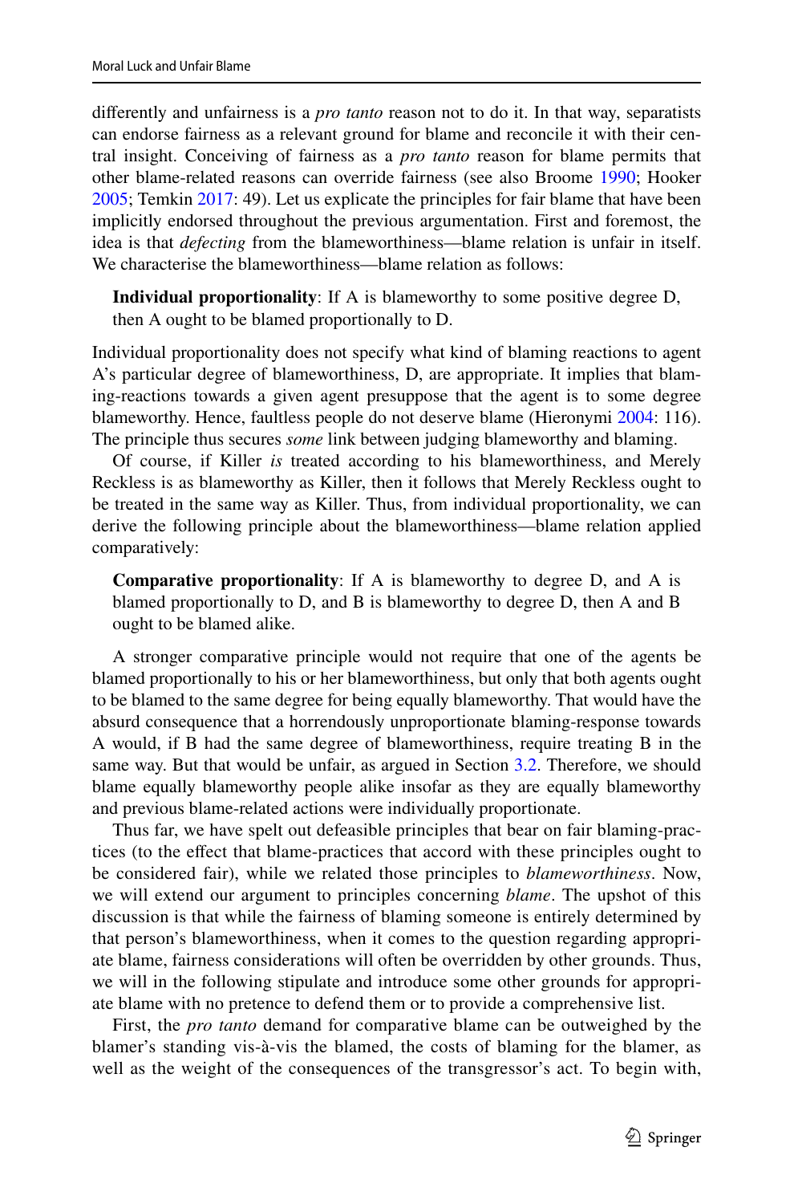differently and unfairness is a *pro tanto* reason not to do it. In that way, separatists can endorse fairness as a relevant ground for blame and reconcile it with their central insight. Conceiving of fairness as a *pro tanto* reason for blame permits that other blame-related reasons can override fairness (see also Broome 1990; Hooker 2005; Temkin 2017: 49). Let us explicate the principles for fair blame that have been implicitly endorsed throughout the previous argumentation. First and foremost, the idea is that *defecting* from the blameworthiness—blame relation is unfair in itself. We characterise the blameworthiness—blame relation as follows:

> **Individual proportionality**: If A is blameworthy to some positive degree D, then A ought to be blamed proportionally to D.

Individual proportionality does not specify what kind of blaming reactions to agent A's particular degree of blameworthiness, D, are appropriate. It implies that blaming-reactions towards a given agent presuppose that the agent is to some degree blameworthy. Hence, faultless people do not deserve blame (Hieronymi 2004: 116). The principle thus secures *some* link between judging blameworthy and blaming.

Of course, if Killer *is* treated according to his blameworthiness, and Merely Reckless is as blameworthy as Killer, then it follows that Merely Reckless ought to be treated in the same way as Killer. Thus, from individual proportionality, we can derive the following principle about the blameworthiness—blame relation applied comparatively:

> **Comparative proportionality**: If A is blameworthy to degree D, and A is blamed proportionally to D, and B is blameworthy to degree D, then A and B ought to be blamed alike.

A stronger comparative principle would not require that one of the agents be blamed proportionally to his or her blameworthiness, but only that both agents ought to be blamed to the same degree for being equally blameworthy. That would have the absurd consequence that a horrendously unproportionate blaming-response towards A would, if B had the same degree of blameworthiness, require treating B in the same way. But that would be unfair, as argued in Section 3.2. Therefore, we should blame equally blameworthy people alike insofar as they are equally blameworthy and previous blame-related actions were individually proportionate.

Thus far, we have spelt out defeasible principles that bear on fair blaming-practices (to the effect that blame-practices that accord with these principles ought to be considered fair), while we related those principles to *blameworthiness*. Now, we will extend our argument to principles concerning *blame*. The upshot of this discussion is that while the fairness of blaming someone is entirely determined by that person's blameworthiness, when it comes to the question regarding appropriate blame, fairness considerations will often be overridden by other grounds. Thus, we will in the following stipulate and introduce some other grounds for appropriate blame with no pretence to defend them or to provide a comprehensive list.

First, the *pro tanto* demand for comparative blame can be outweighed by the blamer's standing vis-à-vis the blamed, the costs of blaming for the blamer, as well as the weight of the consequences of the transgressor's act. To begin with,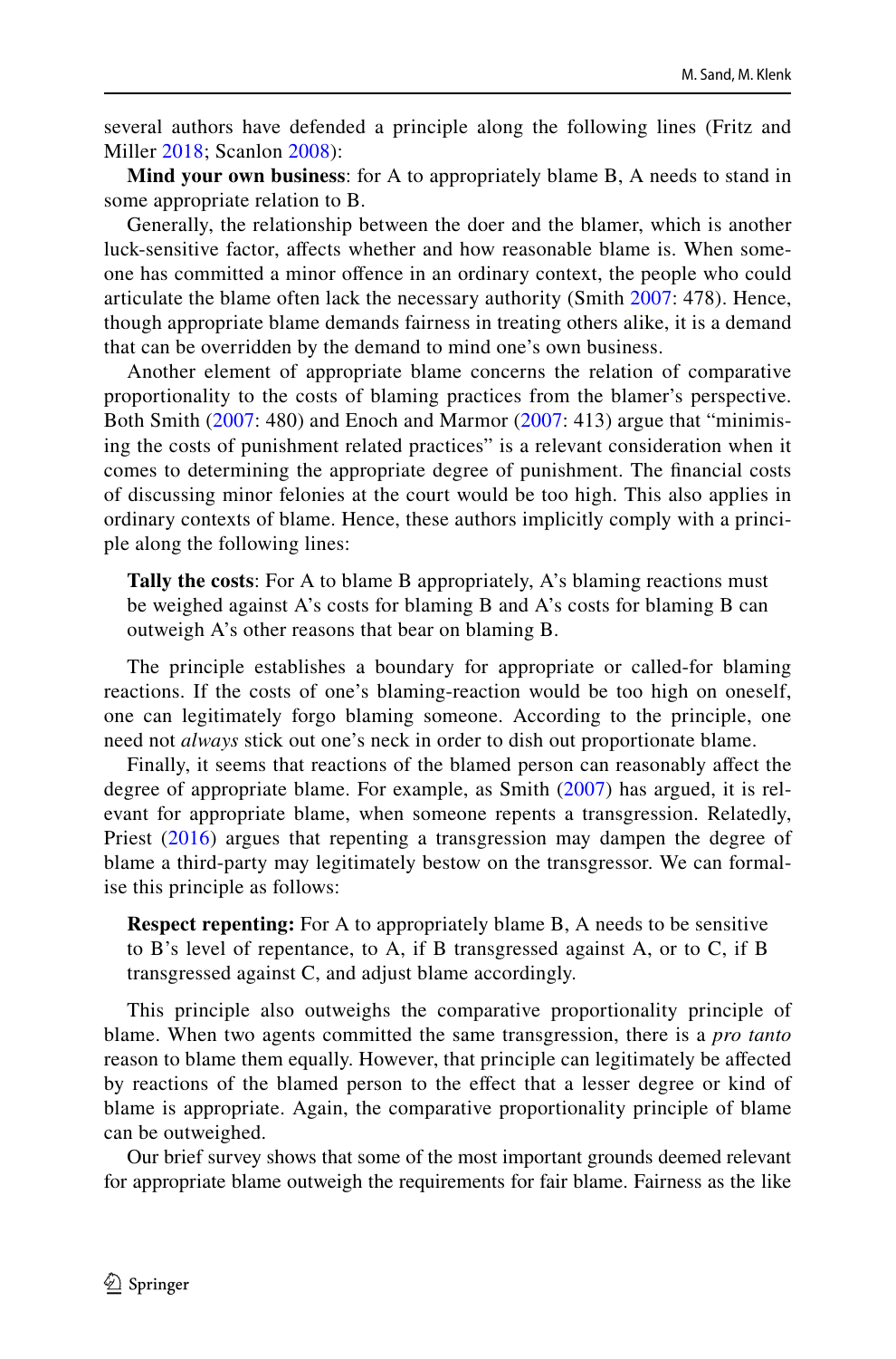several authors have defended a principle along the following lines (Fritz and Miller 2018; Scanlon 2008):

**Mind your own business**: for A to appropriately blame B, A needs to stand in some appropriate relation to B.

Generally, the relationship between the doer and the blamer, which is another luck-sensitive factor, affects whether and how reasonable blame is. When someone has committed a minor offence in an ordinary context, the people who could articulate the blame often lack the necessary authority (Smith 2007: 478). Hence, though appropriate blame demands fairness in treating others alike, it is a demand that can be overridden by the demand to mind one's own business.

Another element of appropriate blame concerns the relation of comparative proportionality to the costs of blaming practices from the blamer's perspective. Both Smith (2007: 480) and Enoch and Marmor (2007: 413) argue that "minimising the costs of punishment related practices" is a relevant consideration when it comes to determining the appropriate degree of punishment. The financial costs of discussing minor felonies at the court would be too high. This also applies in ordinary contexts of blame. Hence, these authors implicitly comply with a principle along the following lines:

> **Tally the costs**: For A to blame B appropriately, A's blaming reactions must be weighed against A's costs for blaming B and A's costs for blaming B can outweigh A's other reasons that bear on blaming B.

The principle establishes a boundary for appropriate or called-for blaming reactions. If the costs of one's blaming-reaction would be too high on oneself, one can legitimately forgo blaming someone. According to the principle, one need not *always* stick out one's neck in order to dish out proportionate blame.

Finally, it seems that reactions of the blamed person can reasonably affect the degree of appropriate blame. For example, as Smith (2007) has argued, it is relevant for appropriate blame, when someone repents a transgression. Relatedly, Priest (2016) argues that repenting a transgression may dampen the degree of blame a third-party may legitimately bestow on the transgressor. We can formalise this principle as follows:

> **Respect repenting:** For A to appropriately blame B, A needs to be sensitive to B's level of repentance, to A, if B transgressed against A, or to C, if B transgressed against C, and adjust blame accordingly.

This principle also outweighs the comparative proportionality principle of blame. When two agents committed the same transgression, there is a *pro tanto* reason to blame them equally. However, that principle can legitimately be affected by reactions of the blamed person to the effect that a lesser degree or kind of blame is appropriate. Again, the comparative proportionality principle of blame can be outweighed.

Our brief survey shows that some of the most important grounds deemed relevant for appropriate blame outweigh the requirements for fair blame. Fairness as the like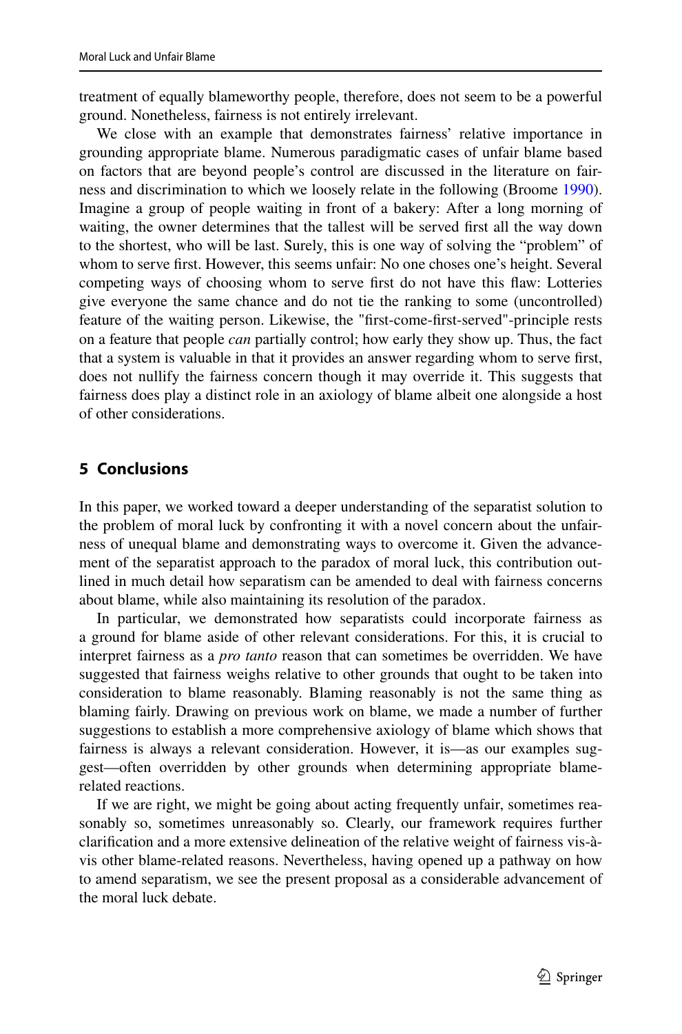treatment of equally blameworthy people, therefore, does not seem to be a powerful ground. Nonetheless, fairness is not entirely irrelevant.

We close with an example that demonstrates fairness' relative importance in grounding appropriate blame. Numerous paradigmatic cases of unfair blame based on factors that are beyond people's control are discussed in the literature on fairness and discrimination to which we loosely relate in the following (Broome 1990). Imagine a group of people waiting in front of a bakery: After a long morning of waiting, the owner determines that the tallest will be served first all the way down to the shortest, who will be last. Surely, this is one way of solving the "problem" of whom to serve first. However, this seems unfair: No one choses one's height. Several competing ways of choosing whom to serve first do not have this flaw: Lotteries give everyone the same chance and do not tie the ranking to some (uncontrolled) feature of the waiting person. Likewise, the "first-come-first-served"-principle rests on a feature that people *can* partially control; how early they show up. Thus, the fact that a system is valuable in that it provides an answer regarding whom to serve first, does not nullify the fairness concern though it may override it. This suggests that fairness does play a distinct role in an axiology of blame albeit one alongside a host of other considerations.

## 5 Conclusions

In this paper, we worked toward a deeper understanding of the separatist solution to the problem of moral luck by confronting it with a novel concern about the unfairness of unequal blame and demonstrating ways to overcome it. Given the advancement of the separatist approach to the paradox of moral luck, this contribution outlined in much detail how separatism can be amended to deal with fairness concerns about blame, while also maintaining its resolution of the paradox.

In particular, we demonstrated how separatists could incorporate fairness as a ground for blame aside of other relevant considerations. For this, it is crucial to interpret fairness as a *pro tanto* reason that can sometimes be overridden. We have suggested that fairness weighs relative to other grounds that ought to be taken into consideration to blame reasonably. Blaming reasonably is not the same thing as blaming fairly. Drawing on previous work on blame, we made a number of further suggestions to establish a more comprehensive axiology of blame which shows that fairness is always a relevant consideration. However, it is—as our examples suggest—often overridden by other grounds when determining appropriate blame-related reactions.

If we are right, we might be going about acting frequently unfair, sometimes reasonably so, sometimes unreasonably so. Clearly, our framework requires further clarification and a more extensive delineation of the relative weight of fairness vis-à-vis other blame-related reasons. Nevertheless, having opened up a pathway on how to amend separatism, we see the present proposal as a considerable advancement of the moral luck debate.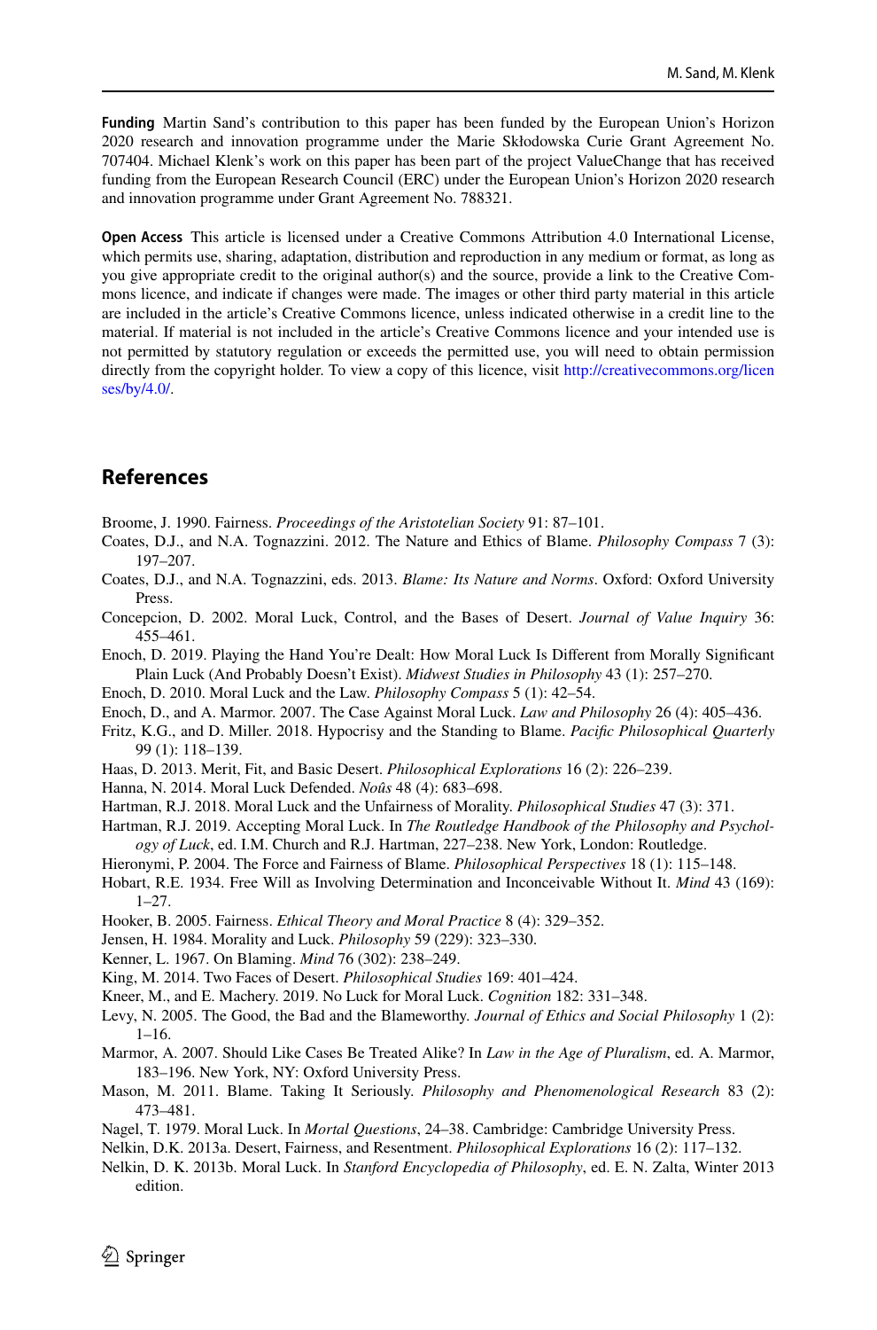**Funding** Martin Sand's contribution to this paper has been funded by the European Union's Horizon 2020 research and innovation programme under the Marie Skłodowska Curie Grant Agreement No. 707404. Michael Klenk's work on this paper has been part of the project ValueChange that has received funding from the European Research Council (ERC) under the European Union's Horizon 2020 research and innovation programme under Grant Agreement No. 788321.

**Open Access** This article is licensed under a Creative Commons Attribution 4.0 International License, which permits use, sharing, adaptation, distribution and reproduction in any medium or format, as long as you give appropriate credit to the original author(s) and the source, provide a link to the Creative Commons licence, and indicate if changes were made. The images or other third party material in this article are included in the article's Creative Commons licence, unless indicated otherwise in a credit line to the material. If material is not included in the article's Creative Commons licence and your intended use is not permitted by statutory regulation or exceeds the permitted use, you will need to obtain permission directly from the copyright holder. To view a copy of this licence, visit http://creativecommons.org/licenses/by/4.0/.

## References

Broome, J. 1990. Fairness. *Proceedings of the Aristotelian Society* 91: 87–101.

Coates, D.J., and N.A. Tognazzini. 2012. The Nature and Ethics of Blame. *Philosophy Compass* 7 (3): 197–207.

Coates, D.J., and N.A. Tognazzini, eds. 2013. *Blame: Its Nature and Norms*. Oxford: Oxford University Press.

Concepcion, D. 2002. Moral Luck, Control, and the Bases of Desert. *Journal of Value Inquiry* 36: 455–461.

Enoch, D. 2019. Playing the Hand You're Dealt: How Moral Luck Is Different from Morally Significant Plain Luck (And Probably Doesn't Exist). *Midwest Studies in Philosophy* 43 (1): 257–270.

Enoch, D. 2010. Moral Luck and the Law. *Philosophy Compass* 5 (1): 42–54.

Enoch, D., and A. Marmor. 2007. The Case Against Moral Luck. *Law and Philosophy* 26 (4): 405–436.

Fritz, K.G., and D. Miller. 2018. Hypocrisy and the Standing to Blame. *Pacific Philosophical Quarterly* 99 (1): 118–139.

Haas, D. 2013. Merit, Fit, and Basic Desert. *Philosophical Explorations* 16 (2): 226–239.

Hanna, N. 2014. Moral Luck Defended. *Noûs* 48 (4): 683–698.

Hartman, R.J. 2018. Moral Luck and the Unfairness of Morality. *Philosophical Studies* 47 (3): 371.

Hartman, R.J. 2019. Accepting Moral Luck. In *The Routledge Handbook of the Philosophy and Psychology of Luck*, ed. I.M. Church and R.J. Hartman, 227–238. New York, London: Routledge.

Hieronymi, P. 2004. The Force and Fairness of Blame. *Philosophical Perspectives* 18 (1): 115–148.

Hobart, R.E. 1934. Free Will as Involving Determination and Inconceivable Without It. *Mind* 43 (169): 1–27.

Hooker, B. 2005. Fairness. *Ethical Theory and Moral Practice* 8 (4): 329–352.

Jensen, H. 1984. Morality and Luck. *Philosophy* 59 (229): 323–330.

Kenner, L. 1967. On Blaming. *Mind* 76 (302): 238–249.

King, M. 2014. Two Faces of Desert. *Philosophical Studies* 169: 401–424.

Kneer, M., and E. Machery. 2019. No Luck for Moral Luck. *Cognition* 182: 331–348.

Levy, N. 2005. The Good, the Bad and the Blameworthy. *Journal of Ethics and Social Philosophy* 1 (2): 1–16.

Marmor, A. 2007. Should Like Cases Be Treated Alike? In *Law in the Age of Pluralism*, ed. A. Marmor, 183–196. New York, NY: Oxford University Press.

Mason, M. 2011. Blame. Taking It Seriously. *Philosophy and Phenomenological Research* 83 (2): 473–481.

Nagel, T. 1979. Moral Luck. In *Mortal Questions*, 24–38. Cambridge: Cambridge University Press.

Nelkin, D.K. 2013a. Desert, Fairness, and Resentment. *Philosophical Explorations* 16 (2): 117–132.

Nelkin, D. K. 2013b. Moral Luck. In *Stanford Encyclopedia of Philosophy*, ed. E. N. Zalta, Winter 2013 edition.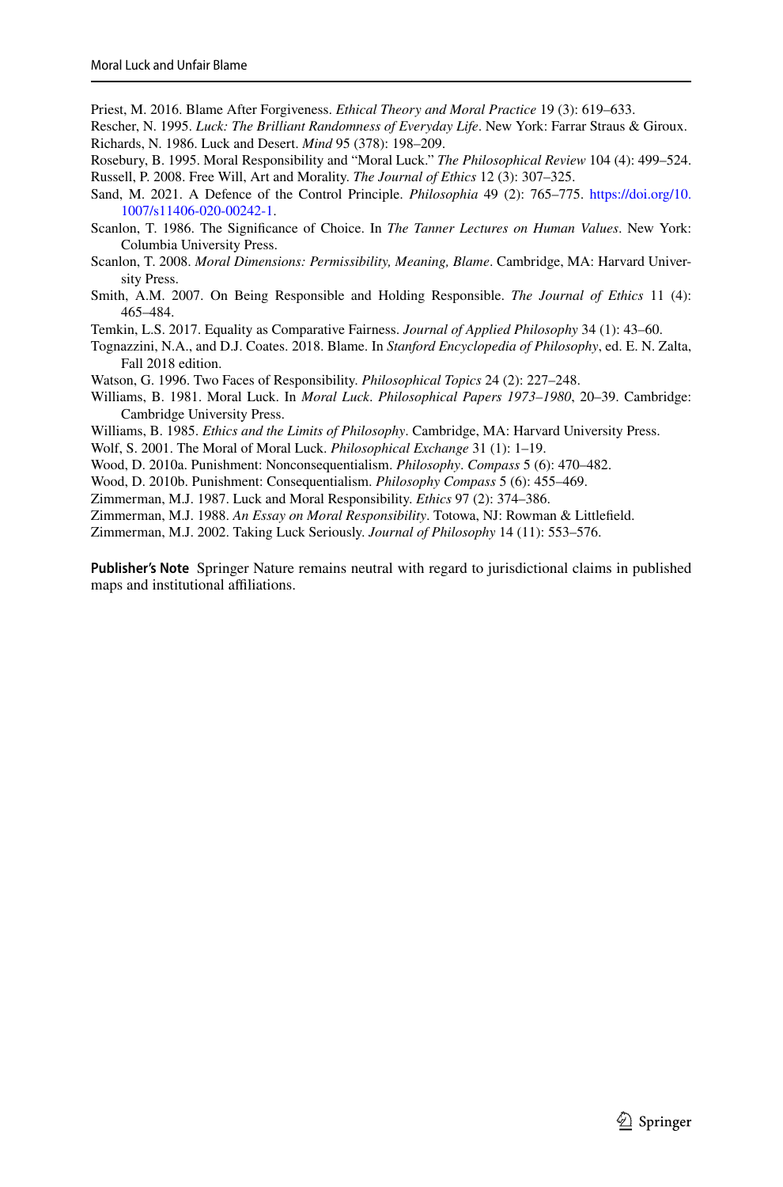Priest, M. 2016. Blame After Forgiveness. *Ethical Theory and Moral Practice* 19 (3): 619–633.

Rescher, N. 1995. *Luck: The Brilliant Randomness of Everyday Life*. New York: Farrar Straus & Giroux.

Richards, N. 1986. Luck and Desert. *Mind* 95 (378): 198–209.

Rosebury, B. 1995. Moral Responsibility and "Moral Luck." *The Philosophical Review* 104 (4): 499–524.

Russell, P. 2008. Free Will, Art and Morality. *The Journal of Ethics* 12 (3): 307–325.

Sand, M. 2021. A Defence of the Control Principle. *Philosophia* 49 (2): 765–775. https://doi.org/10.1007/s11406-020-00242-1.

Scanlon, T. 1986. The Significance of Choice. In *The Tanner Lectures on Human Values*. New York: Columbia University Press.

Scanlon, T. 2008. *Moral Dimensions: Permissibility, Meaning, Blame*. Cambridge, MA: Harvard University Press.

Smith, A.M. 2007. On Being Responsible and Holding Responsible. *The Journal of Ethics* 11 (4): 465–484.

Temkin, L.S. 2017. Equality as Comparative Fairness. *Journal of Applied Philosophy* 34 (1): 43–60.

Tognazzini, N.A., and D.J. Coates. 2018. Blame. In *Stanford Encyclopedia of Philosophy*, ed. E. N. Zalta, Fall 2018 edition.

Watson, G. 1996. Two Faces of Responsibility. *Philosophical Topics* 24 (2): 227–248.

Williams, B. 1981. Moral Luck. In *Moral Luck. Philosophical Papers 1973–1980*, 20–39. Cambridge: Cambridge University Press.

Williams, B. 1985. *Ethics and the Limits of Philosophy*. Cambridge, MA: Harvard University Press.

Wolf, S. 2001. The Moral of Moral Luck. *Philosophical Exchange* 31 (1): 1–19.

Wood, D. 2010a. Punishment: Nonconsequentialism. *Philosophy*. *Compass* 5 (6): 470–482.

Wood, D. 2010b. Punishment: Consequentialism. *Philosophy Compass* 5 (6): 455–469.

Zimmerman, M.J. 1987. Luck and Moral Responsibility. *Ethics* 97 (2): 374–386.

Zimmerman, M.J. 1988. *An Essay on Moral Responsibility*. Totowa, NJ: Rowman & Littlefield.

Zimmerman, M.J. 2002. Taking Luck Seriously. *Journal of Philosophy* 14 (11): 553–576.

**Publisher's Note** Springer Nature remains neutral with regard to jurisdictional claims in published maps and institutional affiliations.